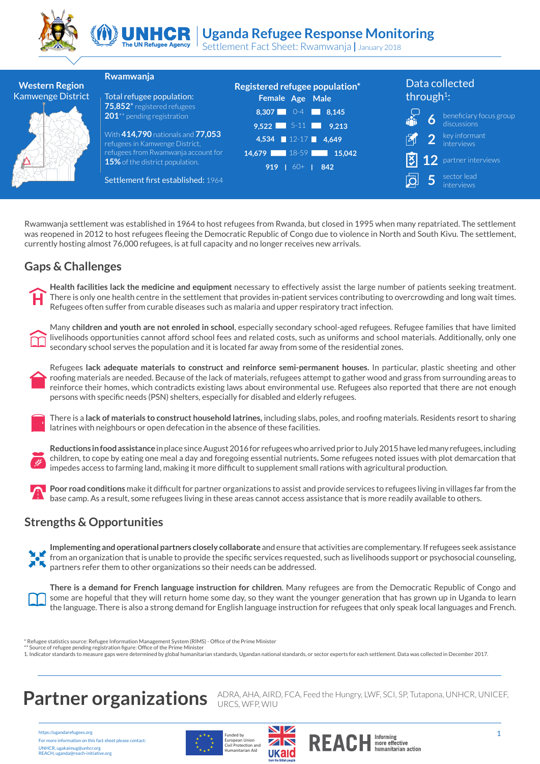# Uganda Refugee Response Monitoring

Settlement Fact Sheet: Rwamwanja | January 2018

**Western Region**
**Kamwenge District**

## Rwamwanja

Total refugee population:
**75,852*** registered refugees
**201**** pending registration

With **414,790** nationals and **77,053** refugees in Kamwenge District, refugees from Rwamwanja account for **15%** of the district population.

Settlement first established: 1964

### Registered refugee population*

| Female | Age | Male |
|---|---|---|
| 8,307 | 0-4 | 8,145 |
| 9,522 | 5-11 | 9,213 |
| 4,534 | 12-17 | 4,649 |
| 14,679 | 18-59 | 15,042 |
| 919 | 60+ | 842 |

### Data collected through[1]:

- **6** beneficiary focus group discussions
- **2** key informant interviews
- **12** partner interviews
- **5** sector lead interviews

Rwamwanja settlement was established in 1964 to host refugees from Rwanda, but closed in 1995 when many repatriated. The settlement was reopened in 2012 to host refugees fleeing the Democratic Republic of Congo due to violence in North and South Kivu. The settlement, currently hosting almost 76,000 refugees, is at full capacity and no longer receives new arrivals.

## Gaps & Challenges

**Health facilities lack the medicine and equipment** necessary to effectively assist the large number of patients seeking treatment. There is only one health centre in the settlement that provides in-patient services contributing to overcrowding and long wait times. Refugees often suffer from curable diseases such as malaria and upper respiratory tract infection.

Many **children and youth are not enroled in school**, especially secondary school-aged refugees. Refugee families that have limited livelihoods opportunities cannot afford school fees and related costs, such as uniforms and school materials. Additionally, only one secondary school serves the population and it is located far away from some of the residential zones.

Refugees **lack adequate materials to construct and reinforce semi-permanent houses.** In particular, plastic sheeting and other roofing materials are needed. Because of the lack of materials, refugees attempt to gather wood and grass from surrounding areas to reinforce their homes, which contradicts existing laws about environmental use. Refugees also reported that there are not enough persons with specific needs (PSN) shelters, especially for disabled and elderly refugees.

There is a **lack of materials to construct household latrines,** including slabs, poles, and roofing materials. Residents resort to sharing latrines with neighbours or open defecation in the absence of these facilities.

**Reductions in food assistance** in place since August 2016 for refugees who arrived prior to July 2015 have led many refugees, including children, to cope by eating one meal a day and foregoing essential nutrients. Some refugees noted issues with plot demarcation that impedes access to farming land, making it more difficult to supplement small rations with agricultural production.

**Poor road conditions** make it difficult for partner organizations to assist and provide services to refugees living in villages far from the base camp. As a result, some refugees living in these areas cannot access assistance that is more readily available to others.

## Strengths & Opportunities

**Implementing and operational partners closely collaborate** and ensure that activities are complementary. If refugees seek assistance from an organization that is unable to provide the specific services requested, such as livelihoods support or psychosocial counseling, partners refer them to other organizations so their needs can be addressed.

**There is a demand for French language instruction for children**. Many refugees are from the Democratic Republic of Congo and some are hopeful that they will return home some day, so they want the younger generation that has grown up in Uganda to learn the language. There is also a strong demand for English language instruction for refugees that only speak local languages and French.

\* Refugee statistics source: Refugee Information Management System (RIMS) - Office of the Prime Minister
\*\* Source of refugee pending registration figure: Office of the Prime Minister
1. Indicator standards to measure gaps were determined by global humanitarian standards, Ugandan national standards, or sector experts for each settlement. Data was collected in December 2017.

## Partner organizations

ADRA, AHA, AIRD, FCA, Feed the Hungry, LWF, SCI, SP, Tutapona, UNHCR, UNICEF, URCS, WFP, WIU

https://ugandarefugees.org
For more information on this fact sheet please contact:
UNHCR, ugakaimug@unhcr.org
REACH, uganda@reach-initiative.org

Funded by European Union Civil Protection and Humanitarian Aid

REACH Informing more effective humanitarian action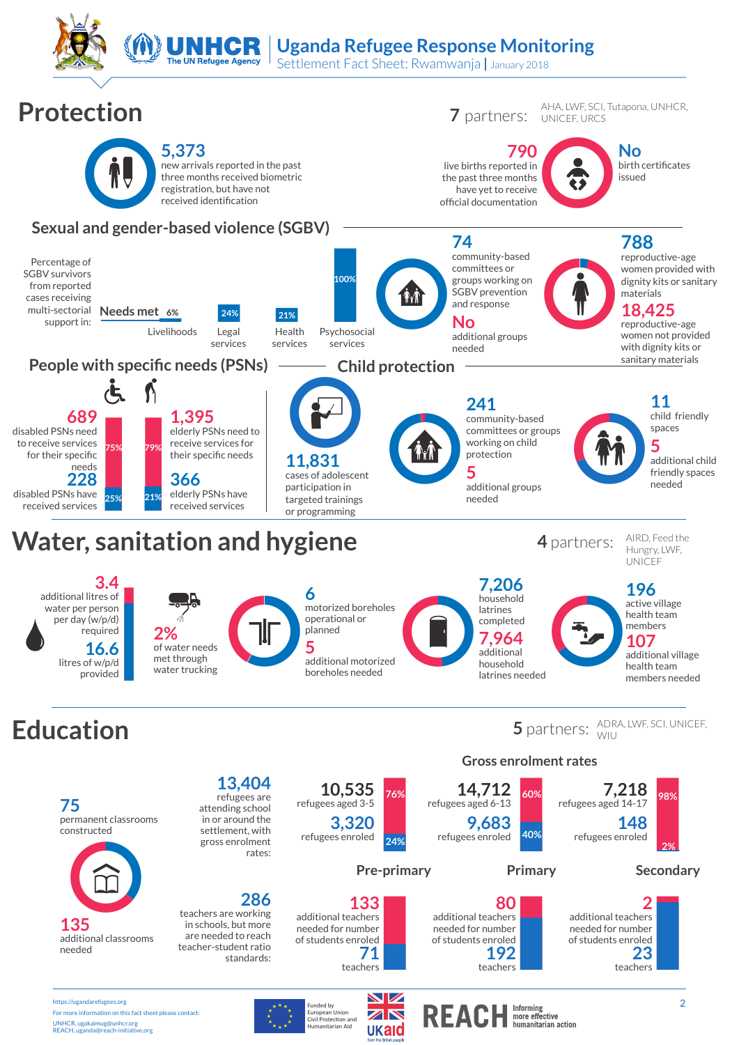# Uganda Refugee Response Monitoring

Settlement Fact Sheet: Rwamwanja | January 2018

## Protection

**7** partners: AHA, LWF, SCI, Tutapona, UNHCR, UNICEF, URCS

**5,373** new arrivals reported in the past three months received biometric registration, but have not received identification

**790** live births reported in the past three months have yet to receive official documentation

**No** birth certificates issued

### Sexual and gender-based violence (SGBV)

Percentage of SGBV survivors from reported cases receiving multi-sectorial support in:

| Needs met | Livelihoods | Legal services | Health services | Psychosocial services |
|---|---|---|---|---|
| | 6% | 24% | 21% | 100% |

**74** community-based committees or groups working on SGBV prevention and response

**No** additional groups needed

**788** reproductive-age women provided with dignity kits or sanitary materials

**18,425** reproductive-age women not provided with dignity kits or sanitary materials

### People with specific needs (PSNs)

**689** disabled PSNs need to receive services for their specific needs (75%)

**228** disabled PSNs have received services (25%)

**1,395** elderly PSNs need to receive services for their specific needs (79%)

**366** elderly PSNs have received services (21%)

### Child protection

**11,831** cases of adolescent participation in targeted trainings or programming

**241** community-based committees or groups working on child protection

**5** additional groups needed

**11** child friendly spaces

**5** additional child friendly spaces needed

## Water, sanitation and hygiene

**4** partners: AIRD, Feed the Hungry, LWF, UNICEF

**3.4** additional litres of water per person per day (w/p/d) required

**16.6** litres of w/p/d provided

**2%** of water needs met through water trucking

**6** motorized boreholes operational or planned

**5** additional motorized boreholes needed

**7,206** household latrines completed

**7,964** additional household latrines needed

**196** active village health team members

**107** additional village health team members needed

## Education

**5** partners: ADRA, LWF, SCI, UNICEF, WIU

**75** permanent classrooms constructed

**135** additional classrooms needed

**13,404** refugees are attending school in or around the settlement, with gross enrolment rates:

**286** teachers are working in schools, but more are needed to reach teacher-student ratio standards:

### Gross enrolment rates

| | Pre-primary | Primary | Secondary |
|---|---|---|---|
| Refugees aged | 10,535 (aged 3-5) | 14,712 (aged 6-13) | 7,218 (aged 14-17) |
| Refugees enroled | 3,320 | 9,683 | 148 |
| Not enroled | 76% | 60% | 98% |
| Enroled | 24% | 40% | 2% |
| Additional teachers needed for number of students enroled | 133 | 80 | 2 |
| Teachers | 71 | 192 | 23 |

https://ugandarefugees.org

For more information on this fact sheet please contact:
UNHCR, ugakaimug@unhcr.org
REACH, uganda@reach-initiative.org

Funded by European Union Civil Protection and Humanitarian Aid

UKaid from the British people

REACH Informing more effective humanitarian action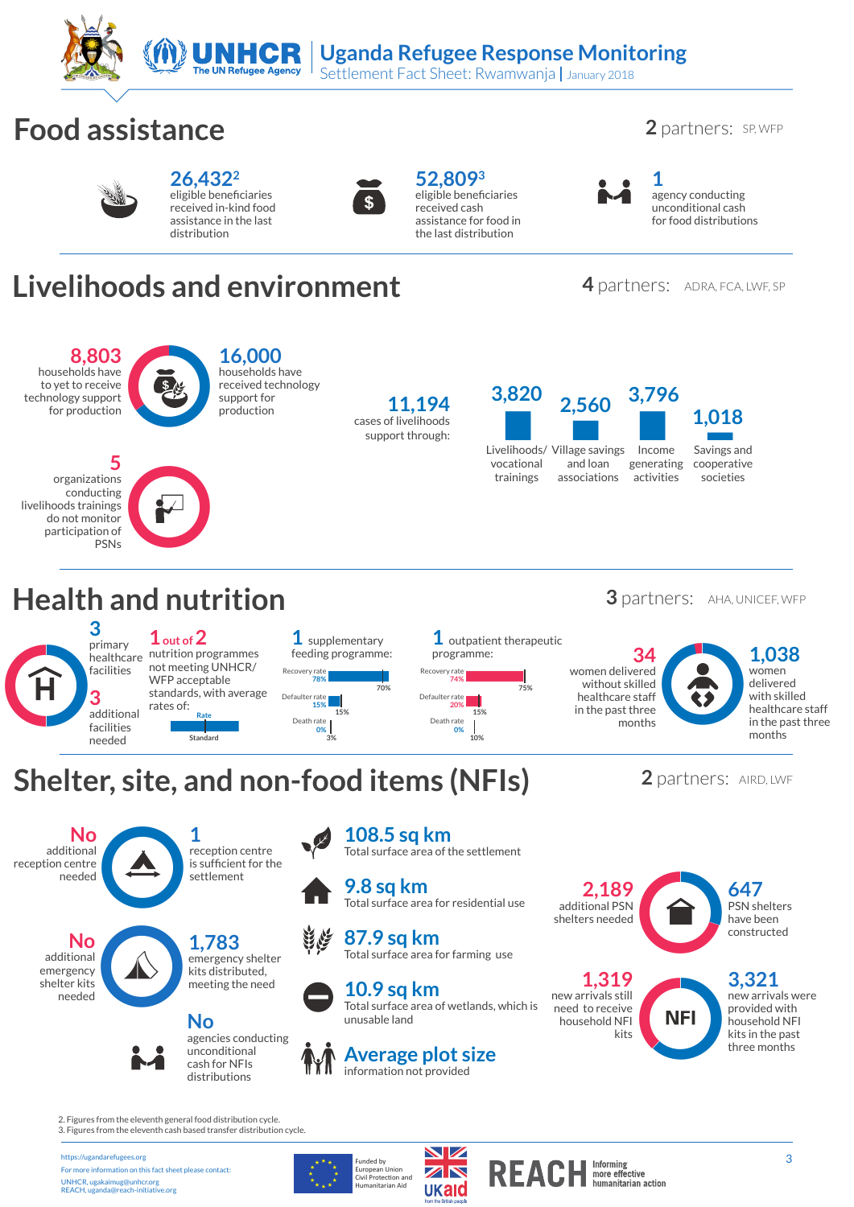# Uganda Refugee Response Monitoring

Settlement Fact Sheet: Rwamwanja | January 2018

## Food assistance

**2** partners: SP, WFP

**26,432**[2]
eligible beneficiaries received in-kind food assistance in the last distribution

**52,809**[3]
eligible beneficiaries received cash assistance for food in the last distribution

**1**
agency conducting unconditional cash for food distributions

## Livelihoods and environment

**4** partners: ADRA, FCA, LWF, SP

**8,803**
households have to yet to receive technology support for production

**16,000**
households have received technology support for production

**5**
organizations conducting livelihoods trainings do not monitor participation of PSNs

**11,194**
cases of livelihoods support through:

3,820
Livelihoods/ vocational trainings

2,560
Village savings and loan associations

3,796
Income generating activities

1,018
Savings and cooperative societies

## Health and nutrition

**3** partners: AHA, UNICEF, WFP

**3**
primary healthcare facilities

**3**
additional facilities needed

**1** out of **2**
nutrition programmes not meeting UNHCR/ WFP acceptable standards, with average rates of:

Rate
Standard

**1** supplementary feeding programme:

Recovery rate 78% 70%
Defaulter rate 15% 15%
Death rate 0% 3%

**1** outpatient therapeutic programme:

Recovery rate 74% 75%
Defaulter rate 20% 15%
Death rate 0% 10%

**34**
women delivered without skilled healthcare staff in the past three months

**1,038**
women delivered with skilled healthcare staff in the past three months

## Shelter, site, and non-food items (NFIs)

**2** partners: AIRD, LWF

**No**
additional reception centre needed

**1**
reception centre is sufficient for the settlement

**No**
additional emergency shelter kits needed

**1,783**
emergency shelter kits distributed, meeting the need

**No**
agencies conducting unconditional cash for NFIs distributions

**108.5 sq km**
Total surface area of the settlement

**9.8 sq km**
Total surface area for residential use

**87.9 sq km**
Total surface area for farming use

**10.9 sq km**
Total surface area of wetlands, which is unusable land

**Average plot size**
information not provided

**2,189**
additional PSN shelters needed

**647**
PSN shelters have been constructed

**1,319**
new arrivals still need to receive household NFI kits

**3,321**
new arrivals were provided with household NFI kits in the past three months

2. Figures from the eleventh general food distribution cycle.
3. Figures from the eleventh cash based transfer distribution cycle.

https://ugandarefugees.org
For more information on this fact sheet please contact:
UNHCR, ugakaimug@unhcr.org
REACH, uganda@reach-initiative.org

Funded by European Union Civil Protection and Humanitarian Aid

UKaid from the British people

REACH Informing more effective humanitarian action